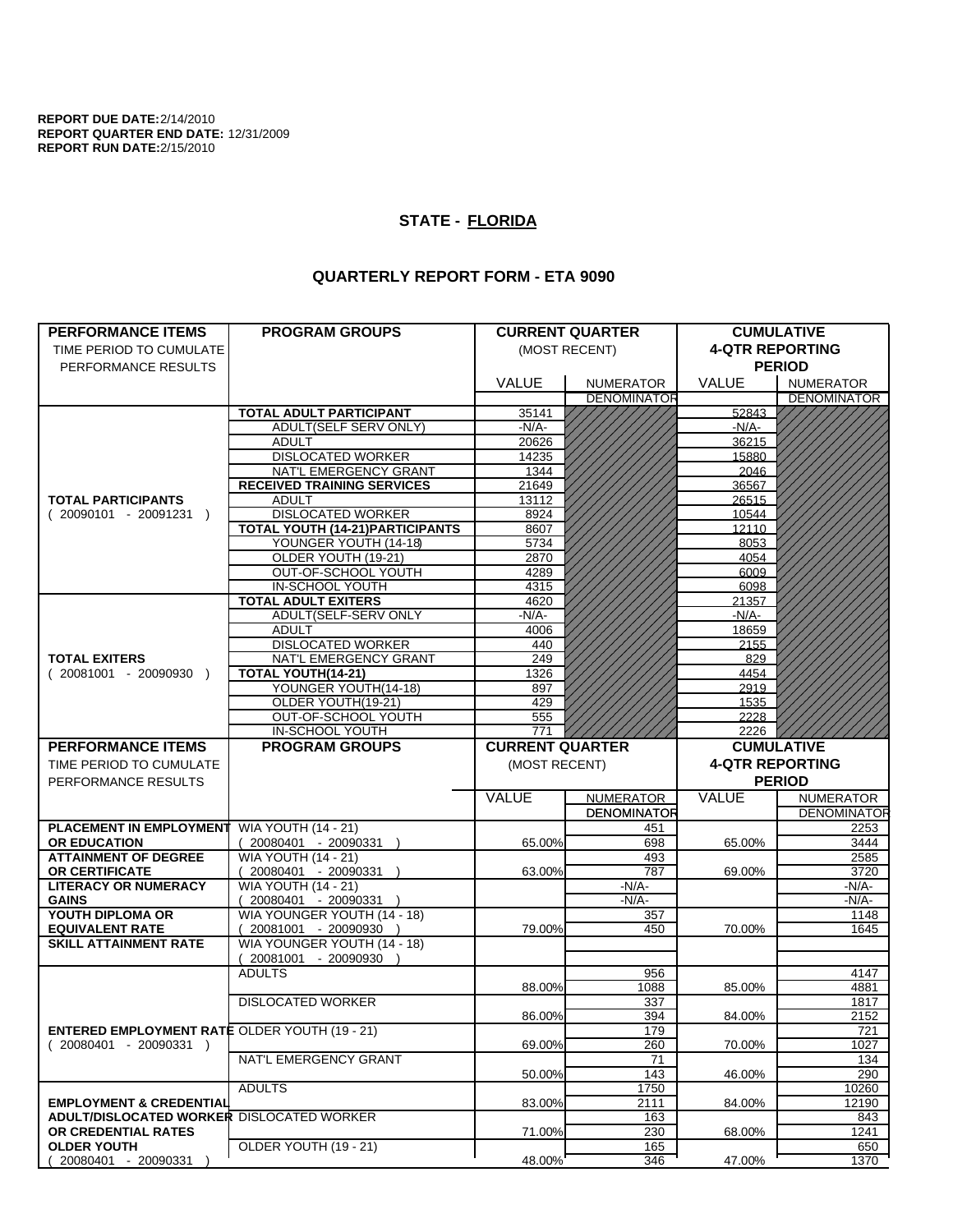**REPORT DUE DATE:** 2/14/2010
**REPORT QUARTER END DATE:** 12/31/2009
**REPORT RUN DATE:** 2/15/2010

## STATE - FLORIDA

## QUARTERLY REPORT FORM - ETA 9090

| PERFORMANCE ITEMS<br>TIME PERIOD TO CUMULATE PERFORMANCE RESULTS | PROGRAM GROUPS | CURRENT QUARTER (MOST RECENT) | | CUMULATIVE 4-QTR REPORTING PERIOD | |
|---|---|---|---|---|---|
| | | VALUE | NUMERATOR / DENOMINATOR | VALUE | NUMERATOR / DENOMINATOR |
| **TOTAL PARTICIPANTS** ( 20090101 - 20091231 ) | **TOTAL ADULT PARTICIPANT** | 35141 | | 52843 | |
| | ADULT(SELF SERV ONLY) | -N/A- | | -N/A- | |
| | ADULT | 20626 | | 36215 | |
| | DISLOCATED WORKER | 14235 | | 15880 | |
| | NAT'L EMERGENCY GRANT | 1344 | | 2046 | |
| | **RECEIVED TRAINING SERVICES** | 21649 | | 36567 | |
| | ADULT | 13112 | | 26515 | |
| | DISLOCATED WORKER | 8924 | | 10544 | |
| | **TOTAL YOUTH (14-21)PARTICIPANTS** | 8607 | | 12110 | |
| | YOUNGER YOUTH (14-18) | 5734 | | 8053 | |
| | OLDER YOUTH (19-21) | 2870 | | 4054 | |
| | OUT-OF-SCHOOL YOUTH | 4289 | | 6009 | |
| | IN-SCHOOL YOUTH | 4315 | | 6098 | |
| **TOTAL EXITERS** ( 20081001 - 20090930 ) | **TOTAL ADULT EXITERS** | 4620 | | 21357 | |
| | ADULT(SELF-SERV ONLY | -N/A- | | -N/A- | |
| | ADULT | 4006 | | 18659 | |
| | DISLOCATED WORKER | 440 | | 2155 | |
| | NAT'L EMERGENCY GRANT | 249 | | 829 | |
| | **TOTAL YOUTH(14-21)** | 1326 | | 4454 | |
| | YOUNGER YOUTH(14-18) | 897 | | 2919 | |
| | OLDER YOUTH(19-21) | 429 | | 1535 | |
| | OUT-OF-SCHOOL YOUTH | 555 | | 2228 | |
| | IN-SCHOOL YOUTH | 771 | | 2226 | |

| PERFORMANCE ITEMS<br>TIME PERIOD TO CUMULATE PERFORMANCE RESULTS | PROGRAM GROUPS | CURRENT QUARTER (MOST RECENT) | | CUMULATIVE 4-QTR REPORTING PERIOD | |
|---|---|---|---|---|---|
| | | VALUE | NUMERATOR / DENOMINATOR | VALUE | NUMERATOR / DENOMINATOR |
| **PLACEMENT IN EMPLOYMENT OR EDUCATION** | WIA YOUTH (14 - 21) ( 20080401 - 20090331 ) | 65.00% | 451 / 698 | 65.00% | 2253 / 3444 |
| **ATTAINMENT OF DEGREE OR CERTIFICATE** | WIA YOUTH (14 - 21) ( 20080401 - 20090331 ) | 63.00% | 493 / 787 | 69.00% | 2585 / 3720 |
| **LITERACY OR NUMERACY GAINS** | WIA YOUTH (14 - 21) ( 20080401 - 20090331 ) | | -N/A- / -N/A- | | -N/A- / -N/A- |
| **YOUTH DIPLOMA OR EQUIVALENT RATE** | WIA YOUNGER YOUTH (14 - 18) ( 20081001 - 20090930 ) | 79.00% | 357 / 450 | 70.00% | 1148 / 1645 |
| **SKILL ATTAINMENT RATE** | WIA YOUNGER YOUTH (14 - 18) ( 20081001 - 20090930 ) | | | | |
| **ENTERED EMPLOYMENT RATE** ( 20080401 - 20090331 ) | ADULTS | 88.00% | 956 / 1088 | 85.00% | 4147 / 4881 |
| | DISLOCATED WORKER | 86.00% | 337 / 394 | 84.00% | 1817 / 2152 |
| | OLDER YOUTH (19 - 21) | 69.00% | 179 / 260 | 70.00% | 721 / 1027 |
| | NAT'L EMERGENCY GRANT | 50.00% | 71 / 143 | 46.00% | 134 / 290 |
| **EMPLOYMENT & CREDENTIAL ADULT/DISLOCATED WORKER OR CREDENTIAL RATES OLDER YOUTH** ( 20080401 - 20090331 ) | ADULTS | 83.00% | 1750 / 2111 | 84.00% | 10260 / 12190 |
| | DISLOCATED WORKER | 71.00% | 163 / 230 | 68.00% | 843 / 1241 |
| | OLDER YOUTH (19 - 21) | 48.00% | 165 / 346 | 47.00% | 650 / 1370 |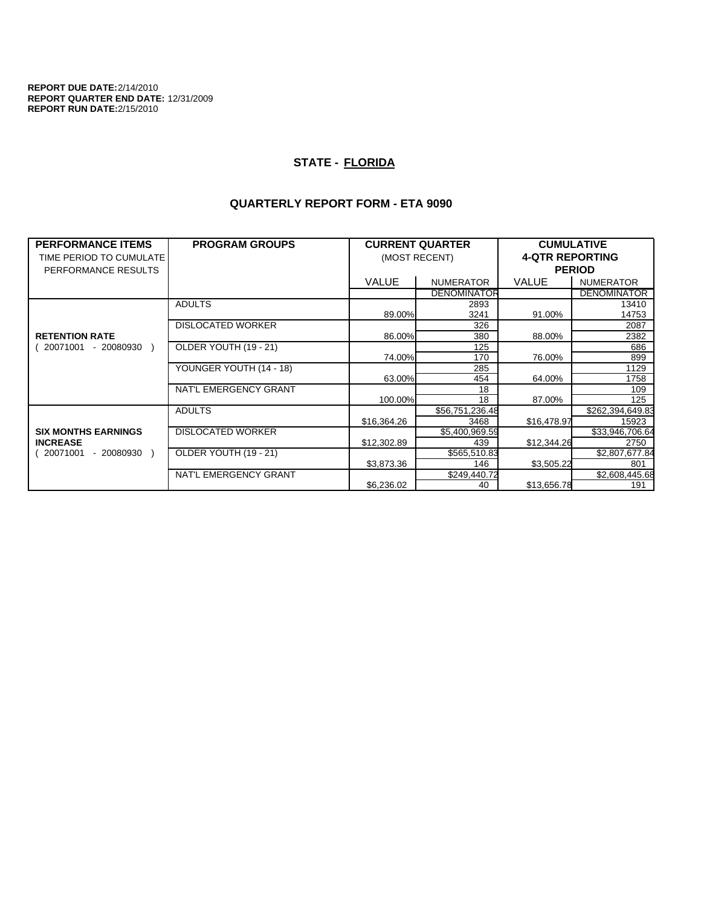**REPORT DUE DATE:** 2/14/2010
**REPORT QUARTER END DATE:** 12/31/2009
**REPORT RUN DATE:** 2/15/2010

## STATE - FLORIDA

## QUARTERLY REPORT FORM - ETA 9090

| PERFORMANCE ITEMS<br>TIME PERIOD TO CUMULATE PERFORMANCE RESULTS | PROGRAM GROUPS | CURRENT QUARTER (MOST RECENT) | | CUMULATIVE 4-QTR REPORTING PERIOD | |
|---|---|---|---|---|---|
| | | VALUE | NUMERATOR<br>DENOMINATOR | VALUE | NUMERATOR<br>DENOMINATOR |
| **RETENTION RATE**<br>( 20071001 - 20080930 ) | ADULTS | 89.00% | 2893<br>3241 | 91.00% | 13410<br>14753 |
| | DISLOCATED WORKER | 86.00% | 326<br>380 | 88.00% | 2087<br>2382 |
| | OLDER YOUTH (19 - 21) | 74.00% | 125<br>170 | 76.00% | 686<br>899 |
| | YOUNGER YOUTH (14 - 18) | 63.00% | 285<br>454 | 64.00% | 1129<br>1758 |
| | NAT'L EMERGENCY GRANT | 100.00% | 18<br>18 | 87.00% | 109<br>125 |
| **SIX MONTHS EARNINGS INCREASE**<br>( 20071001 - 20080930 ) | ADULTS | $16,364.26 | $56,751,236.48<br>3468 | $16,478.97 | $262,394,649.83<br>15923 |
| | DISLOCATED WORKER | $12,302.89 | $5,400,969.59<br>439 | $12,344.26 | $33,946,706.64<br>2750 |
| | OLDER YOUTH (19 - 21) | $3,873.36 | $565,510.83<br>146 | $3,505.22 | $2,807,677.84<br>801 |
| | NAT'L EMERGENCY GRANT | $6,236.02 | $249,440.72<br>40 | $13,656.78 | $2,608,445.68<br>191 |